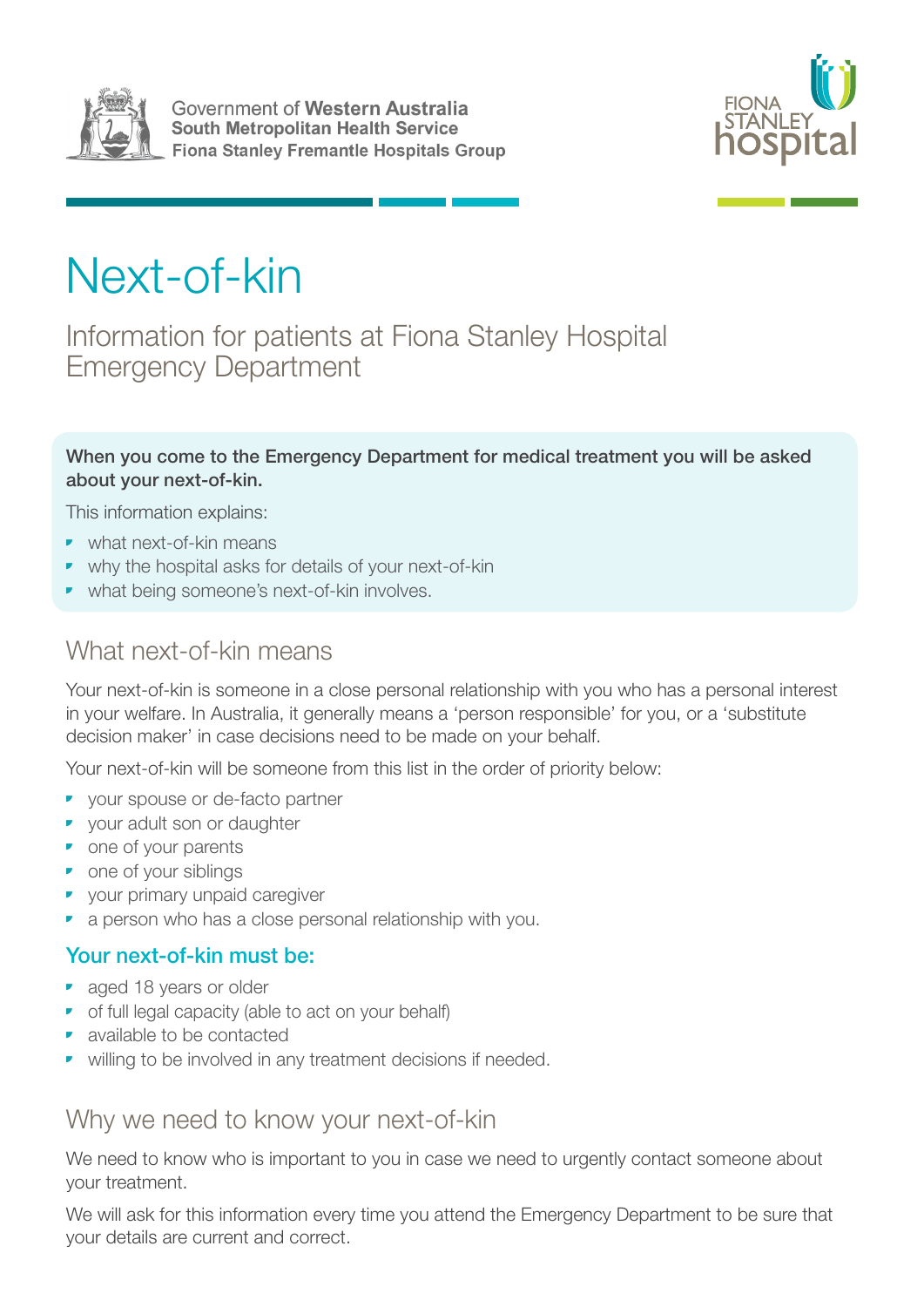Government of **Western Australia**
**South Metropolitan Health Service**
**Fiona Stanley Fremantle Hospitals Group**

FIONA STANLEY hospital

# Next-of-kin

## Information for patients at Fiona Stanley Hospital Emergency Department

**When you come to the Emergency Department for medical treatment you will be asked about your next-of-kin.**

This information explains:

- what next-of-kin means
- why the hospital asks for details of your next-of-kin
- what being someone's next-of-kin involves.

## What next-of-kin means

Your next-of-kin is someone in a close personal relationship with you who has a personal interest in your welfare. In Australia, it generally means a 'person responsible' for you, or a 'substitute decision maker' in case decisions need to be made on your behalf.

Your next-of-kin will be someone from this list in the order of priority below:

- your spouse or de-facto partner
- your adult son or daughter
- one of your parents
- one of your siblings
- your primary unpaid caregiver
- a person who has a close personal relationship with you.

### Your next-of-kin must be:

- aged 18 years or older
- of full legal capacity (able to act on your behalf)
- available to be contacted
- willing to be involved in any treatment decisions if needed.

## Why we need to know your next-of-kin

We need to know who is important to you in case we need to urgently contact someone about your treatment.

We will ask for this information every time you attend the Emergency Department to be sure that your details are current and correct.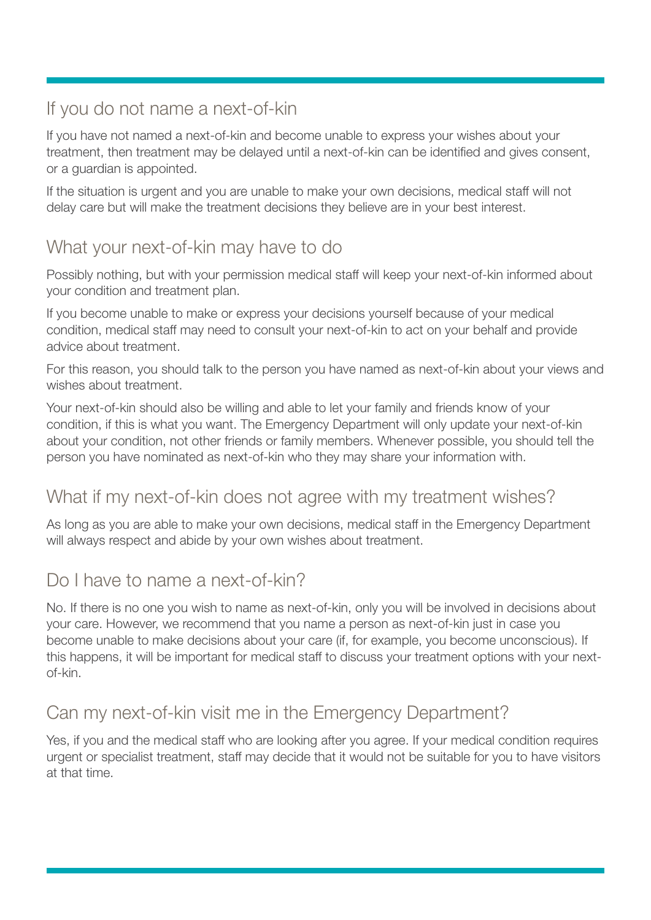## If you do not name a next-of-kin

If you have not named a next-of-kin and become unable to express your wishes about your treatment, then treatment may be delayed until a next-of-kin can be identified and gives consent, or a guardian is appointed.

If the situation is urgent and you are unable to make your own decisions, medical staff will not delay care but will make the treatment decisions they believe are in your best interest.

## What your next-of-kin may have to do

Possibly nothing, but with your permission medical staff will keep your next-of-kin informed about your condition and treatment plan.

If you become unable to make or express your decisions yourself because of your medical condition, medical staff may need to consult your next-of-kin to act on your behalf and provide advice about treatment.

For this reason, you should talk to the person you have named as next-of-kin about your views and wishes about treatment.

Your next-of-kin should also be willing and able to let your family and friends know of your condition, if this is what you want. The Emergency Department will only update your next-of-kin about your condition, not other friends or family members. Whenever possible, you should tell the person you have nominated as next-of-kin who they may share your information with.

## What if my next-of-kin does not agree with my treatment wishes?

As long as you are able to make your own decisions, medical staff in the Emergency Department will always respect and abide by your own wishes about treatment.

## Do I have to name a next-of-kin?

No. If there is no one you wish to name as next-of-kin, only you will be involved in decisions about your care. However, we recommend that you name a person as next-of-kin just in case you become unable to make decisions about your care (if, for example, you become unconscious). If this happens, it will be important for medical staff to discuss your treatment options with your next-of-kin.

## Can my next-of-kin visit me in the Emergency Department?

Yes, if you and the medical staff who are looking after you agree. If your medical condition requires urgent or specialist treatment, staff may decide that it would not be suitable for you to have visitors at that time.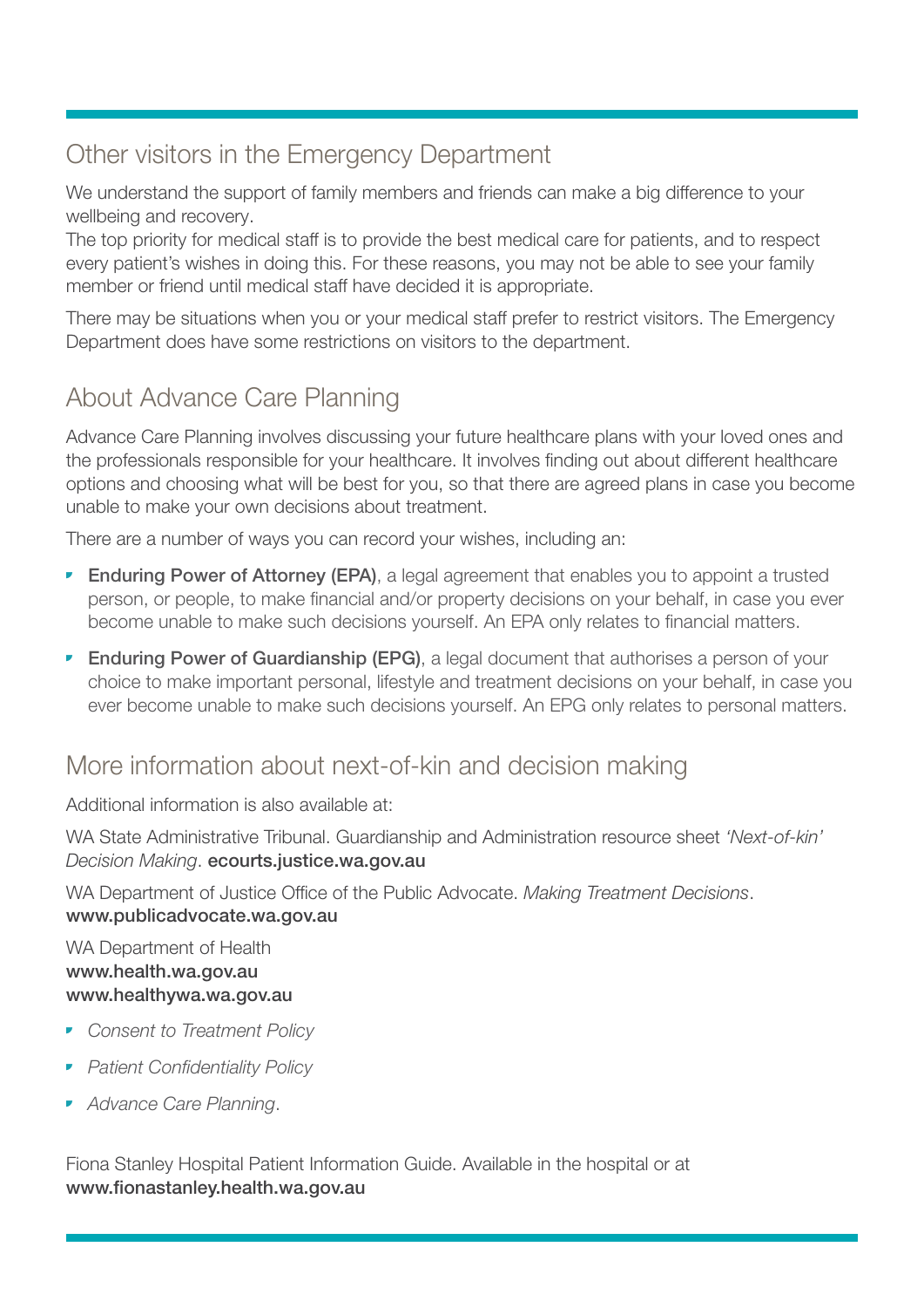## Other visitors in the Emergency Department

We understand the support of family members and friends can make a big difference to your wellbeing and recovery.

The top priority for medical staff is to provide the best medical care for patients, and to respect every patient's wishes in doing this. For these reasons, you may not be able to see your family member or friend until medical staff have decided it is appropriate.

There may be situations when you or your medical staff prefer to restrict visitors. The Emergency Department does have some restrictions on visitors to the department.

## About Advance Care Planning

Advance Care Planning involves discussing your future healthcare plans with your loved ones and the professionals responsible for your healthcare. It involves finding out about different healthcare options and choosing what will be best for you, so that there are agreed plans in case you become unable to make your own decisions about treatment.

There are a number of ways you can record your wishes, including an:

- **Enduring Power of Attorney (EPA)**, a legal agreement that enables you to appoint a trusted person, or people, to make financial and/or property decisions on your behalf, in case you ever become unable to make such decisions yourself. An EPA only relates to financial matters.
- **Enduring Power of Guardianship (EPG)**, a legal document that authorises a person of your choice to make important personal, lifestyle and treatment decisions on your behalf, in case you ever become unable to make such decisions yourself. An EPG only relates to personal matters.

## More information about next-of-kin and decision making

Additional information is also available at:

WA State Administrative Tribunal. Guardianship and Administration resource sheet *'Next-of-kin' Decision Making*. **ecourts.justice.wa.gov.au**

WA Department of Justice Office of the Public Advocate. *Making Treatment Decisions*. **www.publicadvocate.wa.gov.au**

WA Department of Health
**www.health.wa.gov.au**
**www.healthywa.wa.gov.au**

- *Consent to Treatment Policy*
- *Patient Confidentiality Policy*
- *Advance Care Planning*.

Fiona Stanley Hospital Patient Information Guide. Available in the hospital or at **www.fionastanley.health.wa.gov.au**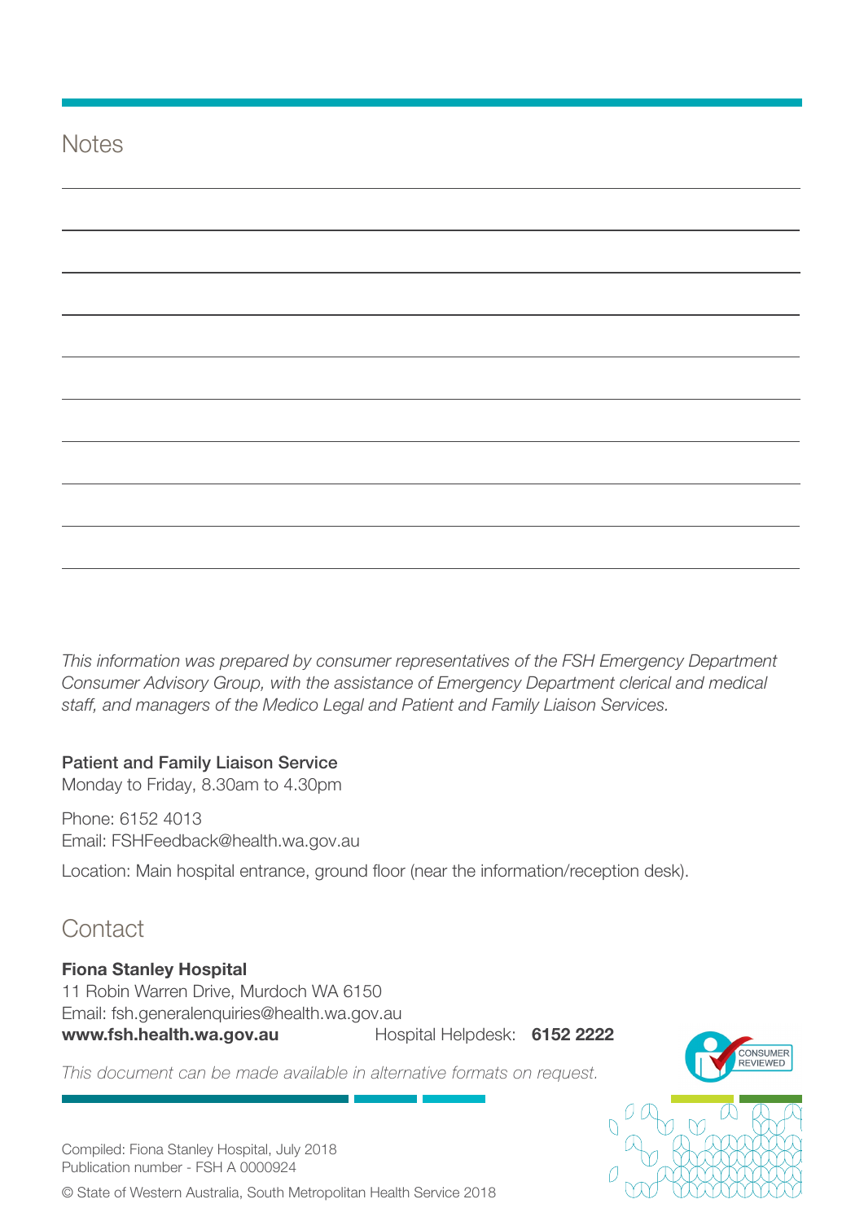## Notes

*This information was prepared by consumer representatives of the FSH Emergency Department Consumer Advisory Group, with the assistance of Emergency Department clerical and medical staff, and managers of the Medico Legal and Patient and Family Liaison Services.*

**Patient and Family Liaison Service**
Monday to Friday, 8.30am to 4.30pm

Phone: 6152 4013
Email: FSHFeedback@health.wa.gov.au

Location: Main hospital entrance, ground floor (near the information/reception desk).

## Contact

**Fiona Stanley Hospital**
11 Robin Warren Drive, Murdoch WA 6150
Email: fsh.generalenquiries@health.wa.gov.au
**www.fsh.health.wa.gov.au** Hospital Helpdesk: **6152 2222**

*This document can be made available in alternative formats on request.*

CONSUMER REVIEWED

Compiled: Fiona Stanley Hospital, July 2018
Publication number - FSH A 0000924

© State of Western Australia, South Metropolitan Health Service 2018